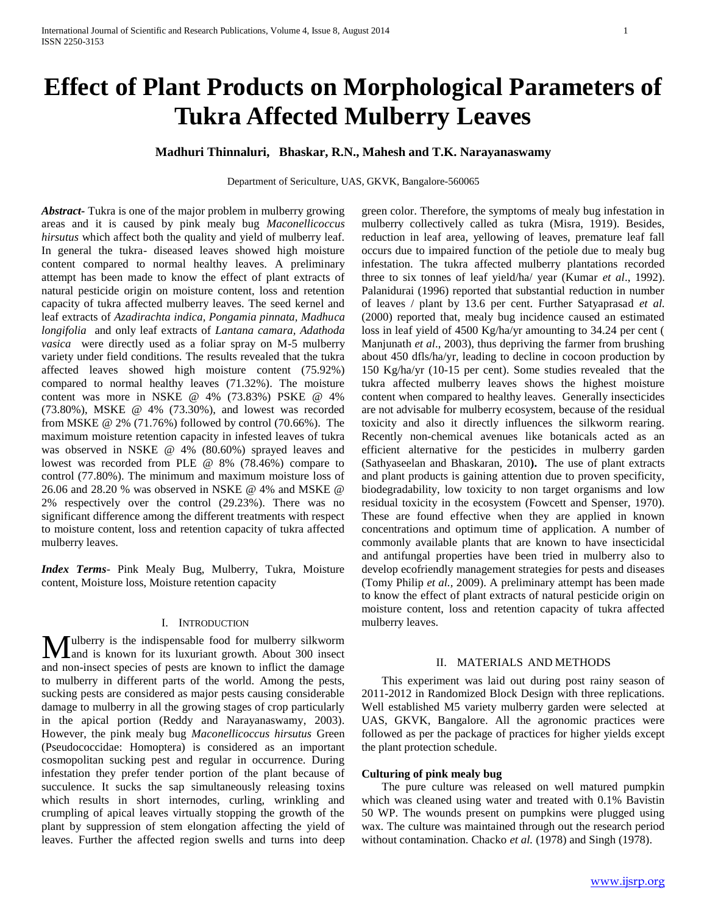# Effect of Plant Products on Morphological Parameters of Tukra Affected Mulberry Leaves

**Madhuri Thinnaluri, Bhaskar, R.N., Mahesh and T.K. Narayanaswamy**

Department of Sericulture, UAS, GKVK, Bangalore-560065

***Abstract-*** Tukra is one of the major problem in mulberry growing areas and it is caused by pink mealy bug *Maconellicoccus hirsutus* which affect both the quality and yield of mulberry leaf. In general the tukra- diseased leaves showed high moisture content compared to normal healthy leaves. A preliminary attempt has been made to know the effect of plant extracts of natural pesticide origin on moisture content, loss and retention capacity of tukra affected mulberry leaves. The seed kernel and leaf extracts of *Azadirachta indica, Pongamia pinnata, Madhuca longifolia* and only leaf extracts of *Lantana camara, Adathoda vasica* were directly used as a foliar spray on M-5 mulberry variety under field conditions. The results revealed that the tukra affected leaves showed high moisture content (75.92%) compared to normal healthy leaves (71.32%). The moisture content was more in NSKE @ 4% (73.83%) PSKE @ 4% (73.80%), MSKE @ 4% (73.30%), and lowest was recorded from MSKE @ 2% (71.76%) followed by control (70.66%). The maximum moisture retention capacity in infested leaves of tukra was observed in NSKE @ 4% (80.60%) sprayed leaves and lowest was recorded from PLE @ 8% (78.46%) compare to control (77.80%). The minimum and maximum moisture loss of 26.06 and 28.20 % was observed in NSKE @ 4% and MSKE @ 2% respectively over the control (29.23%). There was no significant difference among the different treatments with respect to moisture content, loss and retention capacity of tukra affected mulberry leaves.

***Index Terms-*** Pink Mealy Bug, Mulberry, Tukra, Moisture content, Moisture loss, Moisture retention capacity

## I. Introduction

Mulberry is the indispensable food for mulberry silkworm and is known for its luxuriant growth. About 300 insect and non-insect species of pests are known to inflict the damage to mulberry in different parts of the world. Among the pests, sucking pests are considered as major pests causing considerable damage to mulberry in all the growing stages of crop particularly in the apical portion (Reddy and Narayanaswamy, 2003). However, the pink mealy bug *Maconellicoccus hirsutus* Green (Pseudococcidae: Homoptera) is considered as an important cosmopolitan sucking pest and regular in occurrence. During infestation they prefer tender portion of the plant because of succulence. It sucks the sap simultaneously releasing toxins which results in short internodes, curling, wrinkling and crumpling of apical leaves virtually stopping the growth of the plant by suppression of stem elongation affecting the yield of leaves. Further the affected region swells and turns into deep green color. Therefore, the symptoms of mealy bug infestation in mulberry collectively called as tukra (Misra, 1919). Besides, reduction in leaf area, yellowing of leaves, premature leaf fall occurs due to impaired function of the petiole due to mealy bug infestation. The tukra affected mulberry plantations recorded three to six tonnes of leaf yield/ha/ year (Kumar *et al*., 1992). Palanidurai (1996) reported that substantial reduction in number of leaves / plant by 13.6 per cent. Further Satyaprasad *et al.* (2000) reported that, mealy bug incidence caused an estimated loss in leaf yield of 4500 Kg/ha/yr amounting to 34.24 per cent ( Manjunath *et al*., 2003), thus depriving the farmer from brushing about 450 dfls/ha/yr, leading to decline in cocoon production by 150 Kg/ha/yr (10-15 per cent). Some studies revealed that the tukra affected mulberry leaves shows the highest moisture content when compared to healthy leaves. Generally insecticides are not advisable for mulberry ecosystem, because of the residual toxicity and also it directly influences the silkworm rearing. Recently non-chemical avenues like botanicals acted as an efficient alternative for the pesticides in mulberry garden (Sathyaseelan and Bhaskaran, 2010**).** The use of plant extracts and plant products is gaining attention due to proven specificity, biodegradability, low toxicity to non target organisms and low residual toxicity in the ecosystem (Fowcett and Spenser, 1970). These are found effective when they are applied in known concentrations and optimum time of application. A number of commonly available plants that are known to have insecticidal and antifungal properties have been tried in mulberry also to develop ecofriendly management strategies for pests and diseases (Tomy Philip *et al.,* 2009). A preliminary attempt has been made to know the effect of plant extracts of natural pesticide origin on moisture content, loss and retention capacity of tukra affected mulberry leaves.

## II. Materials and Methods

This experiment was laid out during post rainy season of 2011-2012 in Randomized Block Design with three replications. Well established M5 variety mulberry garden were selected at UAS, GKVK, Bangalore. All the agronomic practices were followed as per the package of practices for higher yields except the plant protection schedule.

### Culturing of pink mealy bug

The pure culture was released on well matured pumpkin which was cleaned using water and treated with 0.1% Bavistin 50 WP. The wounds present on pumpkins were plugged using wax. The culture was maintained through out the research period without contamination. Chacko *et al.* (1978) and Singh (1978).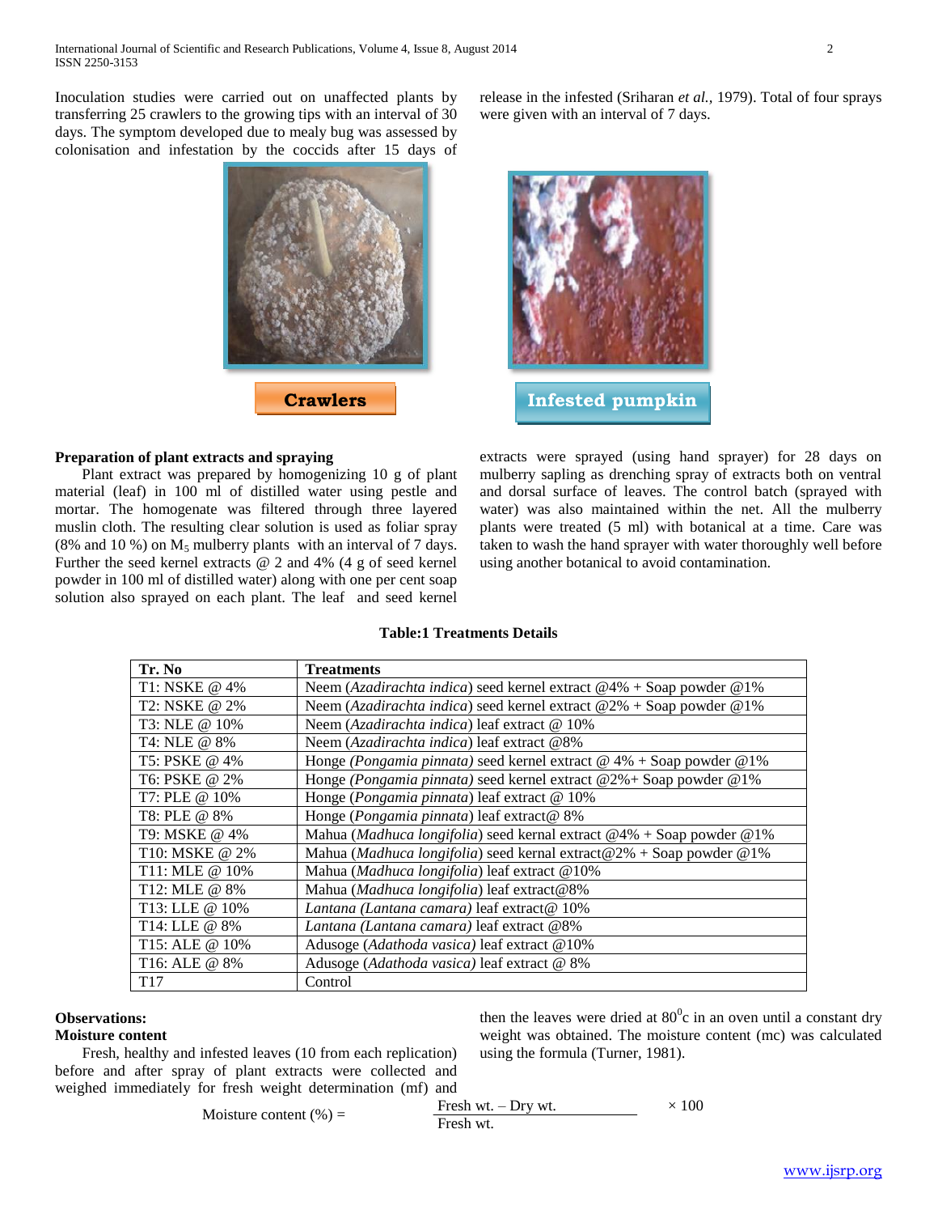Inoculation studies were carried out on unaffected plants by transferring 25 crawlers to the growing tips with an interval of 30 days. The symptom developed due to mealy bug was assessed by colonisation and infestation by the coccids after 15 days of release in the infested (Sriharan *et al.*, 1979). Total of four sprays were given with an interval of 7 days.

Crawlers

Infested pumpkin

**Preparation of plant extracts and spraying**

Plant extract was prepared by homogenizing 10 g of plant material (leaf) in 100 ml of distilled water using pestle and mortar. The homogenate was filtered through three layered muslin cloth. The resulting clear solution is used as foliar spray (8% and 10 %) on $M_5$ mulberry plants with an interval of 7 days. Further the seed kernel extracts @ 2 and 4% (4 g of seed kernel powder in 100 ml of distilled water) along with one per cent soap solution also sprayed on each plant. The leaf and seed kernel extracts were sprayed (using hand sprayer) for 28 days on mulberry sapling as drenching spray of extracts both on ventral and dorsal surface of leaves. The control batch (sprayed with water) was also maintained within the net. All the mulberry plants were treated (5 ml) with botanical at a time. Care was taken to wash the hand sprayer with water thoroughly well before using another botanical to avoid contamination.

**Table:1 Treatments Details**

| Tr. No | Treatments |
|---|---|
| T1: NSKE @ 4% | Neem (*Azadirachta indica*) seed kernel extract @4% + Soap powder @1% |
| T2: NSKE @ 2% | Neem (*Azadirachta indica*) seed kernel extract @2% + Soap powder @1% |
| T3: NLE @ 10% | Neem (*Azadirachta indica*) leaf extract @ 10% |
| T4: NLE @ 8% | Neem (*Azadirachta indica*) leaf extract @8% |
| T5: PSKE @ 4% | Honge *(Pongamia pinnata)* seed kernel extract @ 4% + Soap powder @1% |
| T6: PSKE @ 2% | Honge *(Pongamia pinnata)* seed kernel extract @2%+ Soap powder @1% |
| T7: PLE @ 10% | Honge (*Pongamia pinnata*) leaf extract @ 10% |
| T8: PLE @ 8% | Honge (*Pongamia pinnata*) leaf extract@ 8% |
| T9: MSKE @ 4% | Mahua (*Madhuca longifolia*) seed kernal extract @4% + Soap powder @1% |
| T10: MSKE @ 2% | Mahua (*Madhuca longifolia*) seed kernal extract@2% + Soap powder @1% |
| T11: MLE @ 10% | Mahua (*Madhuca longifolia*) leaf extract @10% |
| T12: MLE @ 8% | Mahua (*Madhuca longifolia*) leaf extract@8% |
| T13: LLE @ 10% | *Lantana (Lantana camara)* leaf extract@ 10% |
| T14: LLE @ 8% | *Lantana (Lantana camara)* leaf extract @8% |
| T15: ALE @ 10% | Adusoge *(Adathoda vasica)* leaf extract @10% |
| T16: ALE @ 8% | Adusoge *(Adathoda vasica)* leaf extract @ 8% |
| T17 | Control |

**Observations:**

**Moisture content**

Fresh, healthy and infested leaves (10 from each replication) before and after spray of plant extracts were collected and weighed immediately for fresh weight determination (mf) and then the leaves were dried at $80^{0}$c in an oven until a constant dry weight was obtained. The moisture content (mc) was calculated using the formula (Turner, 1981).

$$\text{Moisture content (\%)} = \frac{\text{Fresh wt.} - \text{Dry wt.}}{\text{Fresh wt.}} \times 100$$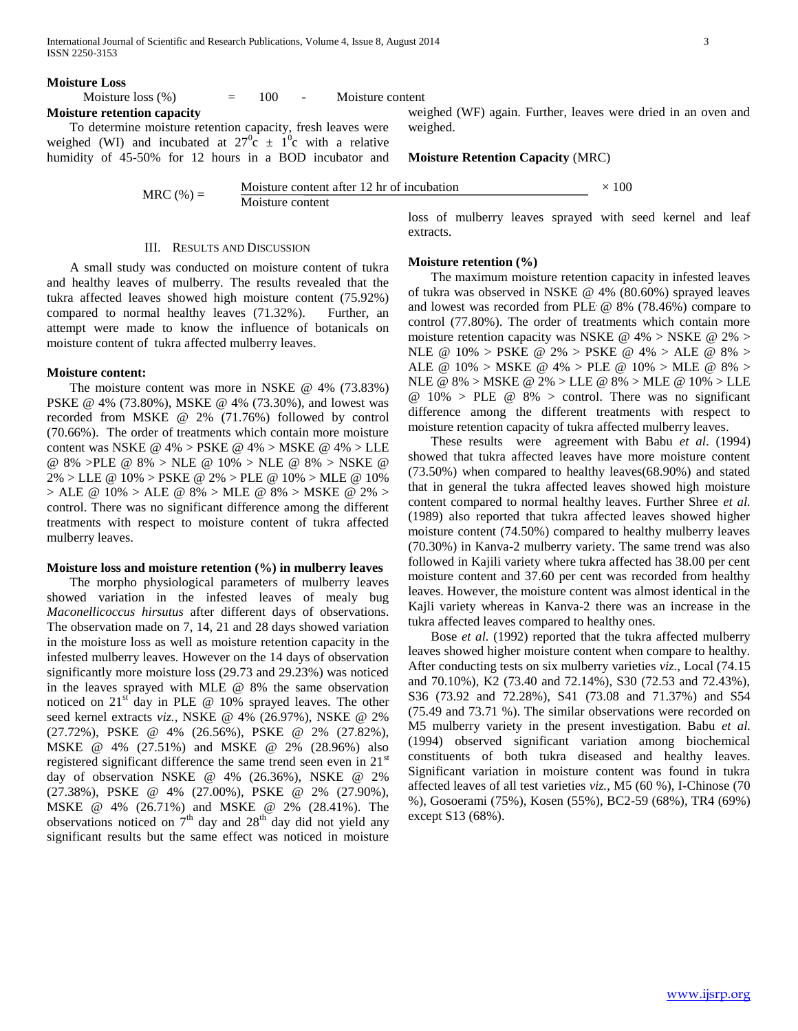**Moisture Loss**

$$\text{Moisture loss (\%)} = 100 - \text{Moisture content}$$

**Moisture retention capacity**

To determine moisture retention capacity, fresh leaves were weighed (WI) and incubated at $27^0c \pm 1^0c$ with a relative humidity of 45-50% for 12 hours in a BOD incubator and weighed (WF) again. Further, leaves were dried in an oven and weighed.

**Moisture Retention Capacity** (MRC)

$$\text{MRC (\%)} = \frac{\text{Moisture content after 12 hr of incubation}}{\text{Moisture content}} \times 100$$

## III. Results and Discussion

A small study was conducted on moisture content of tukra and healthy leaves of mulberry. The results revealed that the tukra affected leaves showed high moisture content (75.92%) compared to normal healthy leaves (71.32%). Further, an attempt were made to know the influence of botanicals on moisture content of tukra affected mulberry leaves.

**Moisture content:**

The moisture content was more in NSKE @ 4% (73.83%) PSKE @ 4% (73.80%), MSKE @ 4% (73.30%), and lowest was recorded from MSKE @ 2% (71.76%) followed by control (70.66%). The order of treatments which contain more moisture content was NSKE @ 4% > PSKE @ 4% > MSKE @ 4% > LLE @ 8% >PLE @ 8% > NLE @ 10% > NLE @ 8% > NSKE @ 2% > LLE @ 10% > PSKE @ 2% > PLE @ 10% > MLE @ 10% > ALE @ 10% > ALE @ 8% > MLE @ 8% > MSKE @ 2% > control. There was no significant difference among the different treatments with respect to moisture content of tukra affected mulberry leaves.

**Moisture loss and moisture retention (%) in mulberry leaves**

The morpho physiological parameters of mulberry leaves showed variation in the infested leaves of mealy bug *Maconellicoccus hirsutus* after different days of observations. The observation made on 7, 14, 21 and 28 days showed variation in the moisture loss as well as moisture retention capacity in the infested mulberry leaves. However on the 14 days of observation significantly more moisture loss (29.73 and 29.23%) was noticed in the leaves sprayed with MLE @ 8% the same observation noticed on 21st day in PLE @ 10% sprayed leaves. The other seed kernel extracts *viz.,* NSKE @ 4% (26.97%), NSKE @ 2% (27.72%), PSKE @ 4% (26.56%), PSKE @ 2% (27.82%), MSKE @ 4% (27.51%) and MSKE @ 2% (28.96%) also registered significant difference the same trend seen even in 21st day of observation NSKE @ 4% (26.36%), NSKE @ 2% (27.38%), PSKE @ 4% (27.00%), PSKE @ 2% (27.90%), MSKE @ 4% (26.71%) and MSKE @ 2% (28.41%). The observations noticed on 7th day and 28th day did not yield any significant results but the same effect was noticed in moisture loss of mulberry leaves sprayed with seed kernel and leaf extracts.

**Moisture retention (%)**

The maximum moisture retention capacity in infested leaves of tukra was observed in NSKE @ 4% (80.60%) sprayed leaves and lowest was recorded from PLE @ 8% (78.46%) compare to control (77.80%). The order of treatments which contain more moisture retention capacity was NSKE @ 4% > NSKE @ 2% > NLE @ 10% > PSKE @ 2% > PSKE @ 4% > ALE @ 8% > ALE @ 10% > MSKE @ 4% > PLE @ 10% > MLE @ 8% > NLE @ 8% > MSKE @ 2% > LLE @ 8% > MLE @ 10% > LLE @ 10% > PLE @ 8% > control. There was no significant difference among the different treatments with respect to moisture retention capacity of tukra affected mulberry leaves.

These results were agreement with Babu *et al*. (1994) showed that tukra affected leaves have more moisture content (73.50%) when compared to healthy leaves(68.90%) and stated that in general the tukra affected leaves showed high moisture content compared to normal healthy leaves. Further Shree *et al.* (1989) also reported that tukra affected leaves showed higher moisture content (74.50%) compared to healthy mulberry leaves (70.30%) in Kanva-2 mulberry variety. The same trend was also followed in Kajili variety where tukra affected has 38.00 per cent moisture content and 37.60 per cent was recorded from healthy leaves. However, the moisture content was almost identical in the Kajli variety whereas in Kanva-2 there was an increase in the tukra affected leaves compared to healthy ones.

Bose *et al.* (1992) reported that the tukra affected mulberry leaves showed higher moisture content when compare to healthy. After conducting tests on six mulberry varieties *viz.,* Local (74.15 and 70.10%), K2 (73.40 and 72.14%), S30 (72.53 and 72.43%), S36 (73.92 and 72.28%), S41 (73.08 and 71.37%) and S54 (75.49 and 73.71 %). The similar observations were recorded on M5 mulberry variety in the present investigation. Babu *et al.* (1994) observed significant variation among biochemical constituents of both tukra diseased and healthy leaves. Significant variation in moisture content was found in tukra affected leaves of all test varieties *viz.,* M5 (60 %), I-Chinose (70 %), Gosoerami (75%), Kosen (55%), BC2-59 (68%), TR4 (69%) except S13 (68%).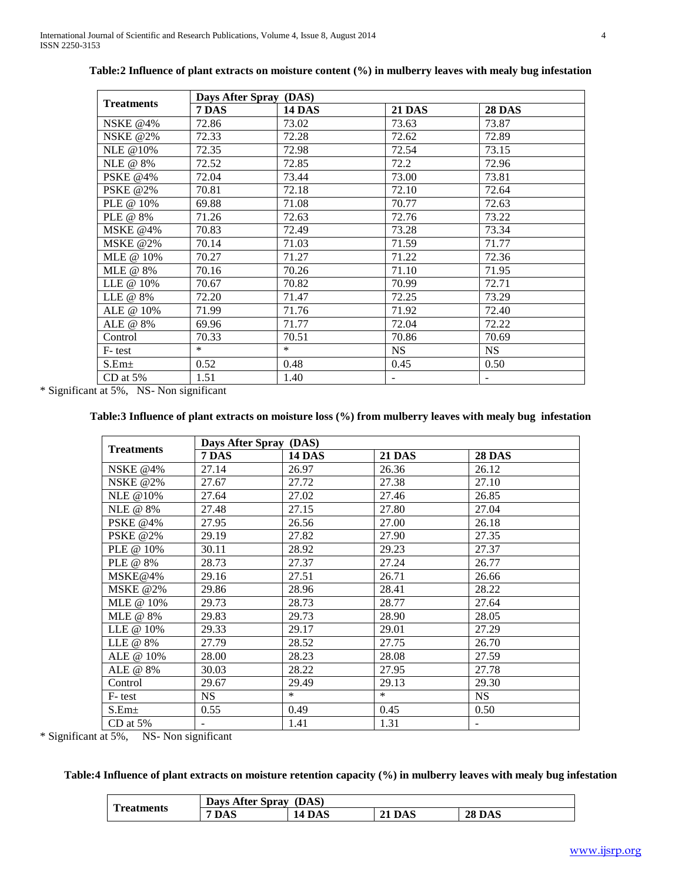**Table:2 Influence of plant extracts on moisture content (%) in mulberry leaves with mealy bug infestation**

| Treatments | Days After Spray (DAS) | | | |
|---|---|---|---|---|
| | 7 DAS | 14 DAS | 21 DAS | 28 DAS |
| NSKE @4% | 72.86 | 73.02 | 73.63 | 73.87 |
| NSKE @2% | 72.33 | 72.28 | 72.62 | 72.89 |
| NLE @10% | 72.35 | 72.98 | 72.54 | 73.15 |
| NLE @ 8% | 72.52 | 72.85 | 72.2 | 72.96 |
| PSKE @4% | 72.04 | 73.44 | 73.00 | 73.81 |
| PSKE @2% | 70.81 | 72.18 | 72.10 | 72.64 |
| PLE @ 10% | 69.88 | 71.08 | 70.77 | 72.63 |
| PLE @ 8% | 71.26 | 72.63 | 72.76 | 73.22 |
| MSKE @4% | 70.83 | 72.49 | 73.28 | 73.34 |
| MSKE @2% | 70.14 | 71.03 | 71.59 | 71.77 |
| MLE @ 10% | 70.27 | 71.27 | 71.22 | 72.36 |
| MLE @ 8% | 70.16 | 70.26 | 71.10 | 71.95 |
| LLE @ 10% | 70.67 | 70.82 | 70.99 | 72.71 |
| LLE @ 8% | 72.20 | 71.47 | 72.25 | 73.29 |
| ALE @ 10% | 71.99 | 71.76 | 71.92 | 72.40 |
| ALE @ 8% | 69.96 | 71.77 | 72.04 | 72.22 |
| Control | 70.33 | 70.51 | 70.86 | 70.69 |
| F- test | * | * | NS | NS |
| S.Em± | 0.52 | 0.48 | 0.45 | 0.50 |
| CD at 5% | 1.51 | 1.40 | - | - |

* Significant at 5%, NS- Non significant

**Table:3 Influence of plant extracts on moisture loss (%) from mulberry leaves with mealy bug infestation**

| Treatments | Days After Spray (DAS) | | | |
|---|---|---|---|---|
| | 7 DAS | 14 DAS | 21 DAS | 28 DAS |
| NSKE @4% | 27.14 | 26.97 | 26.36 | 26.12 |
| NSKE @2% | 27.67 | 27.72 | 27.38 | 27.10 |
| NLE @10% | 27.64 | 27.02 | 27.46 | 26.85 |
| NLE @ 8% | 27.48 | 27.15 | 27.80 | 27.04 |
| PSKE @4% | 27.95 | 26.56 | 27.00 | 26.18 |
| PSKE @2% | 29.19 | 27.82 | 27.90 | 27.35 |
| PLE @ 10% | 30.11 | 28.92 | 29.23 | 27.37 |
| PLE @ 8% | 28.73 | 27.37 | 27.24 | 26.77 |
| MSKE@4% | 29.16 | 27.51 | 26.71 | 26.66 |
| MSKE @2% | 29.86 | 28.96 | 28.41 | 28.22 |
| MLE @ 10% | 29.73 | 28.73 | 28.77 | 27.64 |
| MLE @ 8% | 29.83 | 29.73 | 28.90 | 28.05 |
| LLE @ 10% | 29.33 | 29.17 | 29.01 | 27.29 |
| LLE @ 8% | 27.79 | 28.52 | 27.75 | 26.70 |
| ALE @ 10% | 28.00 | 28.23 | 28.08 | 27.59 |
| ALE @ 8% | 30.03 | 28.22 | 27.95 | 27.78 |
| Control | 29.67 | 29.49 | 29.13 | 29.30 |
| F- test | NS | * | * | NS |
| S.Em± | 0.55 | 0.49 | 0.45 | 0.50 |
| CD at 5% | - | 1.41 | 1.31 | - |

* Significant at 5%, NS- Non significant

**Table:4 Influence of plant extracts on moisture retention capacity (%) in mulberry leaves with mealy bug infestation**

| Treatments | Days After Spray (DAS) | | | |
|---|---|---|---|---|
| | 7 DAS | 14 DAS | 21 DAS | 28 DAS |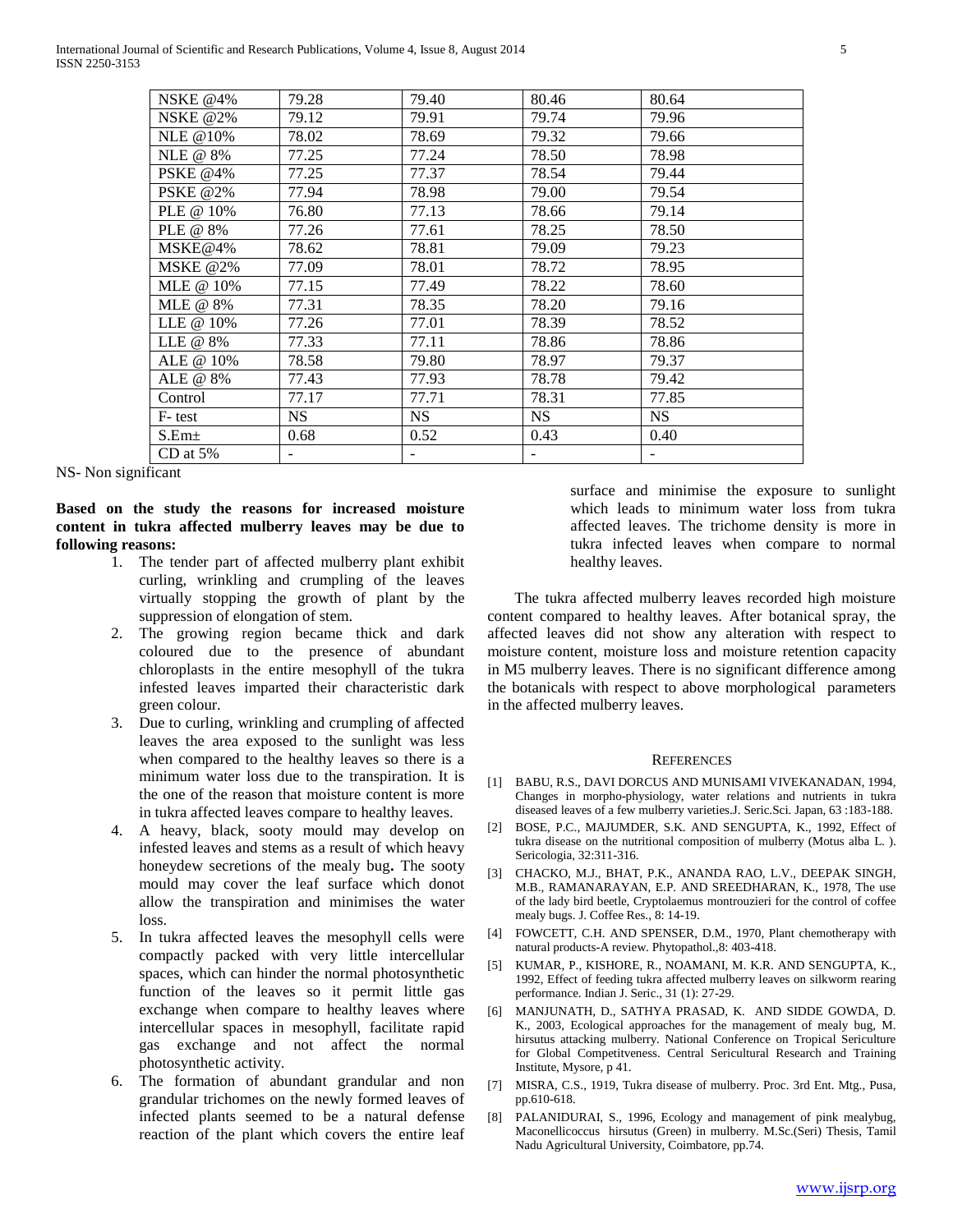| NSKE @4% | 79.28 | 79.40 | 80.46 | 80.64 |
|---|---|---|---|---|
| NSKE @2% | 79.12 | 79.91 | 79.74 | 79.96 |
| NLE @10% | 78.02 | 78.69 | 79.32 | 79.66 |
| NLE @ 8% | 77.25 | 77.24 | 78.50 | 78.98 |
| PSKE @4% | 77.25 | 77.37 | 78.54 | 79.44 |
| PSKE @2% | 77.94 | 78.98 | 79.00 | 79.54 |
| PLE @ 10% | 76.80 | 77.13 | 78.66 | 79.14 |
| PLE @ 8% | 77.26 | 77.61 | 78.25 | 78.50 |
| MSKE@4% | 78.62 | 78.81 | 79.09 | 79.23 |
| MSKE @2% | 77.09 | 78.01 | 78.72 | 78.95 |
| MLE @ 10% | 77.15 | 77.49 | 78.22 | 78.60 |
| MLE @ 8% | 77.31 | 78.35 | 78.20 | 79.16 |
| LLE @ 10% | 77.26 | 77.01 | 78.39 | 78.52 |
| LLE @ 8% | 77.33 | 77.11 | 78.86 | 78.86 |
| ALE @ 10% | 78.58 | 79.80 | 78.97 | 79.37 |
| ALE @ 8% | 77.43 | 77.93 | 78.78 | 79.42 |
| Control | 77.17 | 77.71 | 78.31 | 77.85 |
| F- test | NS | NS | NS | NS |
| S.Em± | 0.68 | 0.52 | 0.43 | 0.40 |
| CD at 5% | - | - | - | - |

NS- Non significant

**Based on the study the reasons for increased moisture content in tukra affected mulberry leaves may be due to following reasons:**

1. The tender part of affected mulberry plant exhibit curling, wrinkling and crumpling of the leaves virtually stopping the growth of plant by the suppression of elongation of stem.
2. The growing region became thick and dark coloured due to the presence of abundant chloroplasts in the entire mesophyll of the tukra infested leaves imparted their characteristic dark green colour.
3. Due to curling, wrinkling and crumpling of affected leaves the area exposed to the sunlight was less when compared to the healthy leaves so there is a minimum water loss due to the transpiration. It is the one of the reason that moisture content is more in tukra affected leaves compare to healthy leaves.
4. A heavy, black, sooty mould may develop on infested leaves and stems as a result of which heavy honeydew secretions of the mealy bug**.** The sooty mould may cover the leaf surface which donot allow the transpiration and minimises the water loss.
5. In tukra affected leaves the mesophyll cells were compactly packed with very little intercellular spaces, which can hinder the normal photosynthetic function of the leaves so it permit little gas exchange when compare to healthy leaves where intercellular spaces in mesophyll, facilitate rapid gas exchange and not affect the normal photosynthetic activity.
6. The formation of abundant grandular and non grandular trichomes on the newly formed leaves of infected plants seemed to be a natural defense reaction of the plant which covers the entire leaf surface and minimise the exposure to sunlight which leads to minimum water loss from tukra affected leaves. The trichome density is more in tukra infected leaves when compare to normal healthy leaves.

The tukra affected mulberry leaves recorded high moisture content compared to healthy leaves. After botanical spray, the affected leaves did not show any alteration with respect to moisture content, moisture loss and moisture retention capacity in M5 mulberry leaves. There is no significant difference among the botanicals with respect to above morphological parameters in the affected mulberry leaves.

## References

[1] BABU, R.S., DAVI DORCUS AND MUNISAMI VIVEKANADAN, 1994, Changes in morpho-physiology, water relations and nutrients in tukra diseased leaves of a few mulberry varieties.J. Seric.Sci. Japan, 63 :183-188.

[2] BOSE, P.C., MAJUMDER, S.K. AND SENGUPTA, K., 1992, Effect of tukra disease on the nutritional composition of mulberry (Motus alba L. ). Sericologia, 32:311-316.

[3] CHACKO, M.J., BHAT, P.K., ANANDA RAO, L.V., DEEPAK SINGH, M.B., RAMANARAYAN, E.P. AND SREEDHARAN, K., 1978, The use of the lady bird beetle, Cryptolaemus montrouzieri for the control of coffee mealy bugs. J. Coffee Res., 8: 14-19.

[4] FOWCETT, C.H. AND SPENSER, D.M., 1970, Plant chemotherapy with natural products-A review. Phytopathol.,8: 403-418.

[5] KUMAR, P., KISHORE, R., NOAMANI, M. K.R. AND SENGUPTA, K., 1992, Effect of feeding tukra affected mulberry leaves on silkworm rearing performance. Indian J. Seric., 31 (1): 27-29.

[6] MANJUNATH, D., SATHYA PRASAD, K. AND SIDDE GOWDA, D. K., 2003, Ecological approaches for the management of mealy bug, M. hirsutus attacking mulberry. National Conference on Tropical Sericulture for Global Competitveness. Central Sericultural Research and Training Institute, Mysore, p 41.

[7] MISRA, C.S., 1919, Tukra disease of mulberry. Proc. 3rd Ent. Mtg., Pusa, pp.610-618.

[8] PALANIDURAI, S., 1996, Ecology and management of pink mealybug, Maconellicoccus hirsutus (Green) in mulberry. M.Sc.(Seri) Thesis, Tamil Nadu Agricultural University, Coimbatore, pp.74.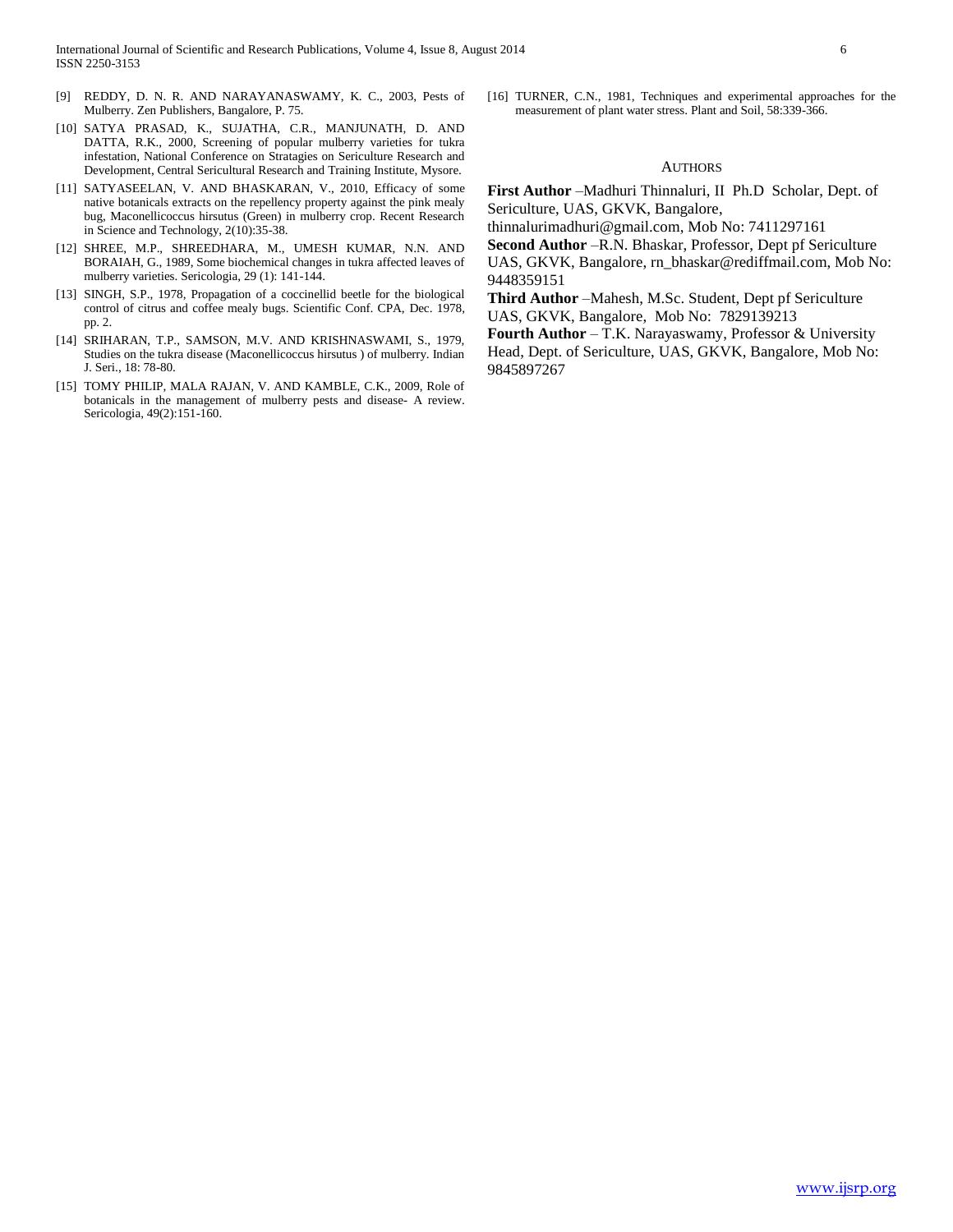[9] REDDY, D. N. R. AND NARAYANASWAMY, K. C., 2003, Pests of Mulberry. Zen Publishers, Bangalore, P. 75.

[10] SATYA PRASAD, K., SUJATHA, C.R., MANJUNATH, D. AND DATTA, R.K., 2000, Screening of popular mulberry varieties for tukra infestation, National Conference on Stratagies on Sericulture Research and Development, Central Sericultural Research and Training Institute, Mysore.

[11] SATYASEELAN, V. AND BHASKARAN, V., 2010, Efficacy of some native botanicals extracts on the repellency property against the pink mealy bug, Maconellicoccus hirsutus (Green) in mulberry crop. Recent Research in Science and Technology, 2(10):35-38.

[12] SHREE, M.P., SHREEDHARA, M., UMESH KUMAR, N.N. AND BORAIAH, G., 1989, Some biochemical changes in tukra affected leaves of mulberry varieties. Sericologia, 29 (1): 141-144.

[13] SINGH, S.P., 1978, Propagation of a coccinellid beetle for the biological control of citrus and coffee mealy bugs. Scientific Conf. CPA, Dec. 1978, pp. 2.

[14] SRIHARAN, T.P., SAMSON, M.V. AND KRISHNASWAMI, S., 1979, Studies on the tukra disease (Maconellicoccus hirsutus ) of mulberry. Indian J. Seri., 18: 78-80.

[15] TOMY PHILIP, MALA RAJAN, V. AND KAMBLE, C.K., 2009, Role of botanicals in the management of mulberry pests and disease- A review. Sericologia, 49(2):151-160.

[16] TURNER, C.N., 1981, Techniques and experimental approaches for the measurement of plant water stress. Plant and Soil, 58:339-366.

## AUTHORS

**First Author** –Madhuri Thinnaluri, II Ph.D Scholar, Dept. of Sericulture, UAS, GKVK, Bangalore, thinnalurimadhuri@gmail.com, Mob No: 7411297161

**Second Author** –R.N. Bhaskar, Professor, Dept pf Sericulture UAS, GKVK, Bangalore, rn_bhaskar@rediffmail.com, Mob No: 9448359151

**Third Author** –Mahesh, M.Sc. Student, Dept pf Sericulture UAS, GKVK, Bangalore, Mob No: 7829139213

**Fourth Author** – T.K. Narayaswamy, Professor & University Head, Dept. of Sericulture, UAS, GKVK, Bangalore, Mob No: 9845897267